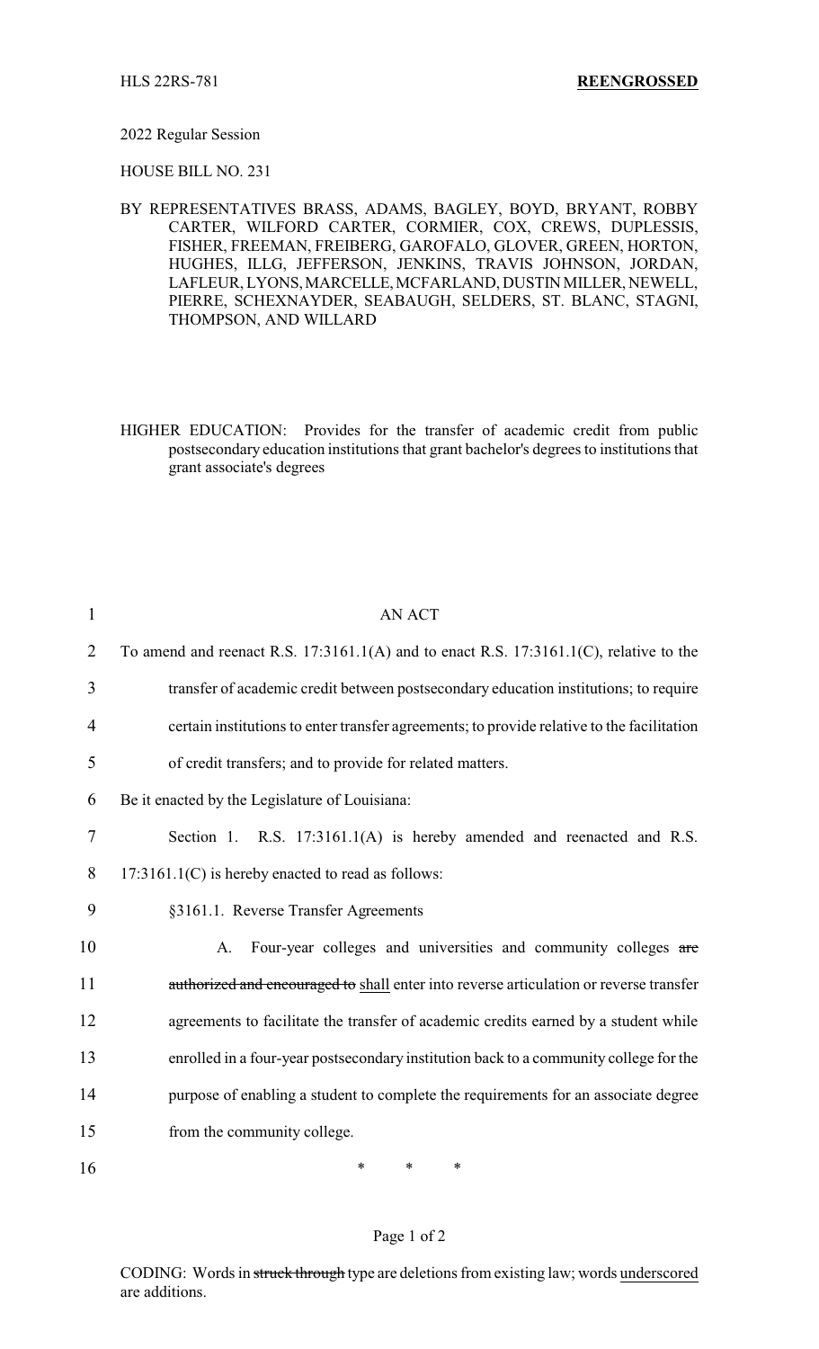HLS 22RS-781 **REENGROSSED**

2022 Regular Session

HOUSE BILL NO. 231

BY REPRESENTATIVES BRASS, ADAMS, BAGLEY, BOYD, BRYANT, ROBBY CARTER, WILFORD CARTER, CORMIER, COX, CREWS, DUPLESSIS, FISHER, FREEMAN, FREIBERG, GAROFALO, GLOVER, GREEN, HORTON, HUGHES, ILLG, JEFFERSON, JENKINS, TRAVIS JOHNSON, JORDAN, LAFLEUR, LYONS, MARCELLE, MCFARLAND, DUSTIN MILLER, NEWELL, PIERRE, SCHEXNAYDER, SEABAUGH, SELDERS, ST. BLANC, STAGNI, THOMPSON, AND WILLARD

HIGHER EDUCATION: Provides for the transfer of academic credit from public postsecondary education institutions that grant bachelor's degrees to institutions that grant associate's degrees

1 AN ACT

2 To amend and reenact R.S. 17:3161.1(A) and to enact R.S. 17:3161.1(C), relative to the

3 transfer of academic credit between postsecondary education institutions; to require

4 certain institutions to enter transfer agreements; to provide relative to the facilitation

5 of credit transfers; and to provide for related matters.

6 Be it enacted by the Legislature of Louisiana:

7 Section 1. R.S. 17:3161.1(A) is hereby amended and reenacted and R.S.

8 17:3161.1(C) is hereby enacted to read as follows:

9 §3161.1. Reverse Transfer Agreements

10 A. Four-year colleges and universities and community colleges ~~are~~

11 ~~authorized and encouraged to~~ <u>shall</u> enter into reverse articulation or reverse transfer

12 agreements to facilitate the transfer of academic credits earned by a student while

13 enrolled in a four-year postsecondary institution back to a community college for the

14 purpose of enabling a student to complete the requirements for an associate degree

15 from the community college.

16 * * *

CODING: Words in ~~struck through~~ type are deletions from existing law; words <u>underscored</u> are additions.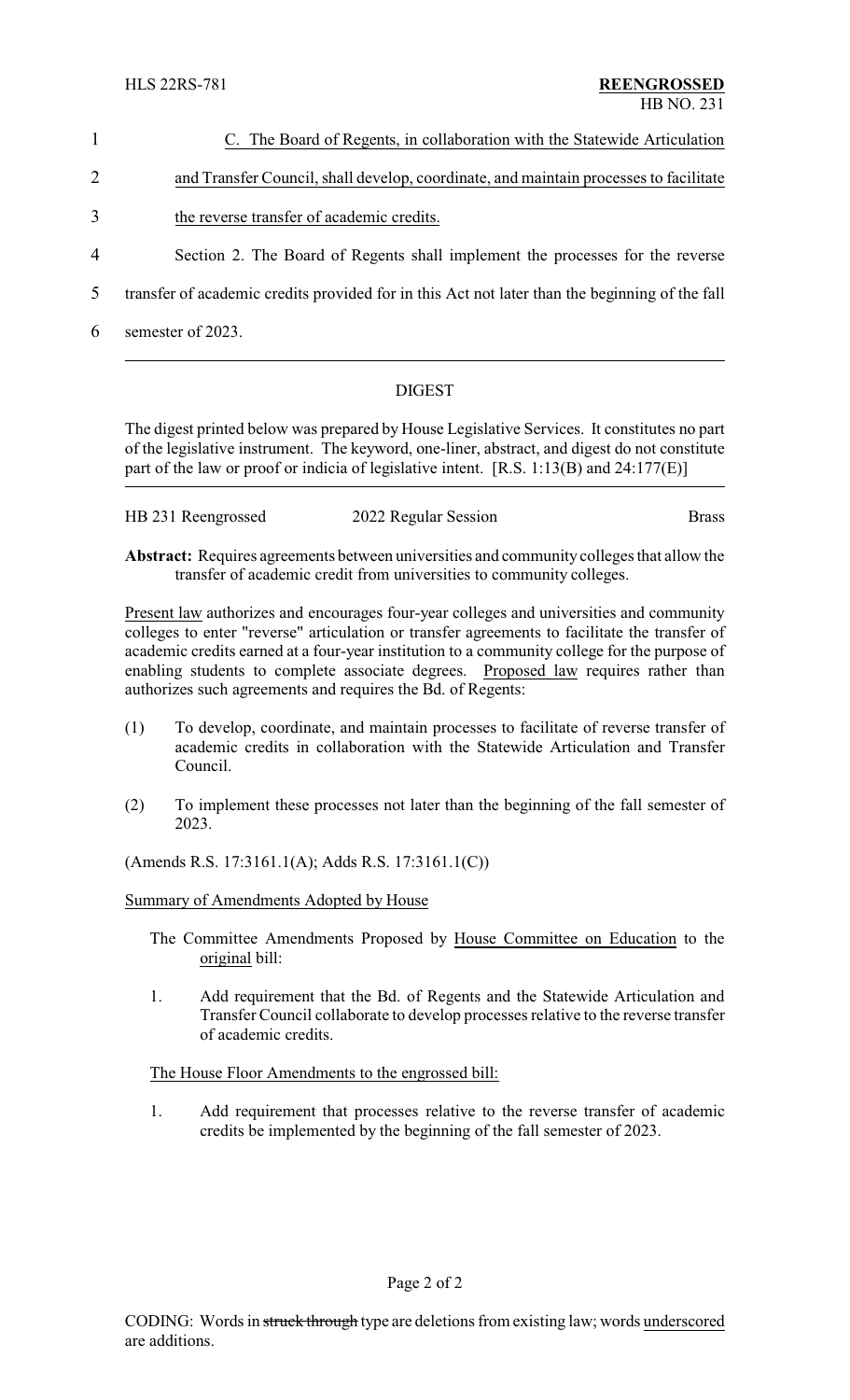C. The Board of Regents, in collaboration with the Statewide Articulation and Transfer Council, shall develop, coordinate, and maintain processes to facilitate the reverse transfer of academic credits.

Section 2. The Board of Regents shall implement the processes for the reverse transfer of academic credits provided for in this Act not later than the beginning of the fall semester of 2023.

## DIGEST

The digest printed below was prepared by House Legislative Services. It constitutes no part of the legislative instrument. The keyword, one-liner, abstract, and digest do not constitute part of the law or proof or indicia of legislative intent. [R.S. 1:13(B) and 24:177(E)]

HB 231 Reengrossed — 2022 Regular Session — Brass

**Abstract:** Requires agreements between universities and community colleges that allow the transfer of academic credit from universities to community colleges.

Present law authorizes and encourages four-year colleges and universities and community colleges to enter "reverse" articulation or transfer agreements to facilitate the transfer of academic credits earned at a four-year institution to a community college for the purpose of enabling students to complete associate degrees. Proposed law requires rather than authorizes such agreements and requires the Bd. of Regents:

(1) To develop, coordinate, and maintain processes to facilitate of reverse transfer of academic credits in collaboration with the Statewide Articulation and Transfer Council.

(2) To implement these processes not later than the beginning of the fall semester of 2023.

(Amends R.S. 17:3161.1(A); Adds R.S. 17:3161.1(C))

Summary of Amendments Adopted by House

The Committee Amendments Proposed by House Committee on Education to the original bill:

1. Add requirement that the Bd. of Regents and the Statewide Articulation and Transfer Council collaborate to develop processes relative to the reverse transfer of academic credits.

The House Floor Amendments to the engrossed bill:

1. Add requirement that processes relative to the reverse transfer of academic credits be implemented by the beginning of the fall semester of 2023.